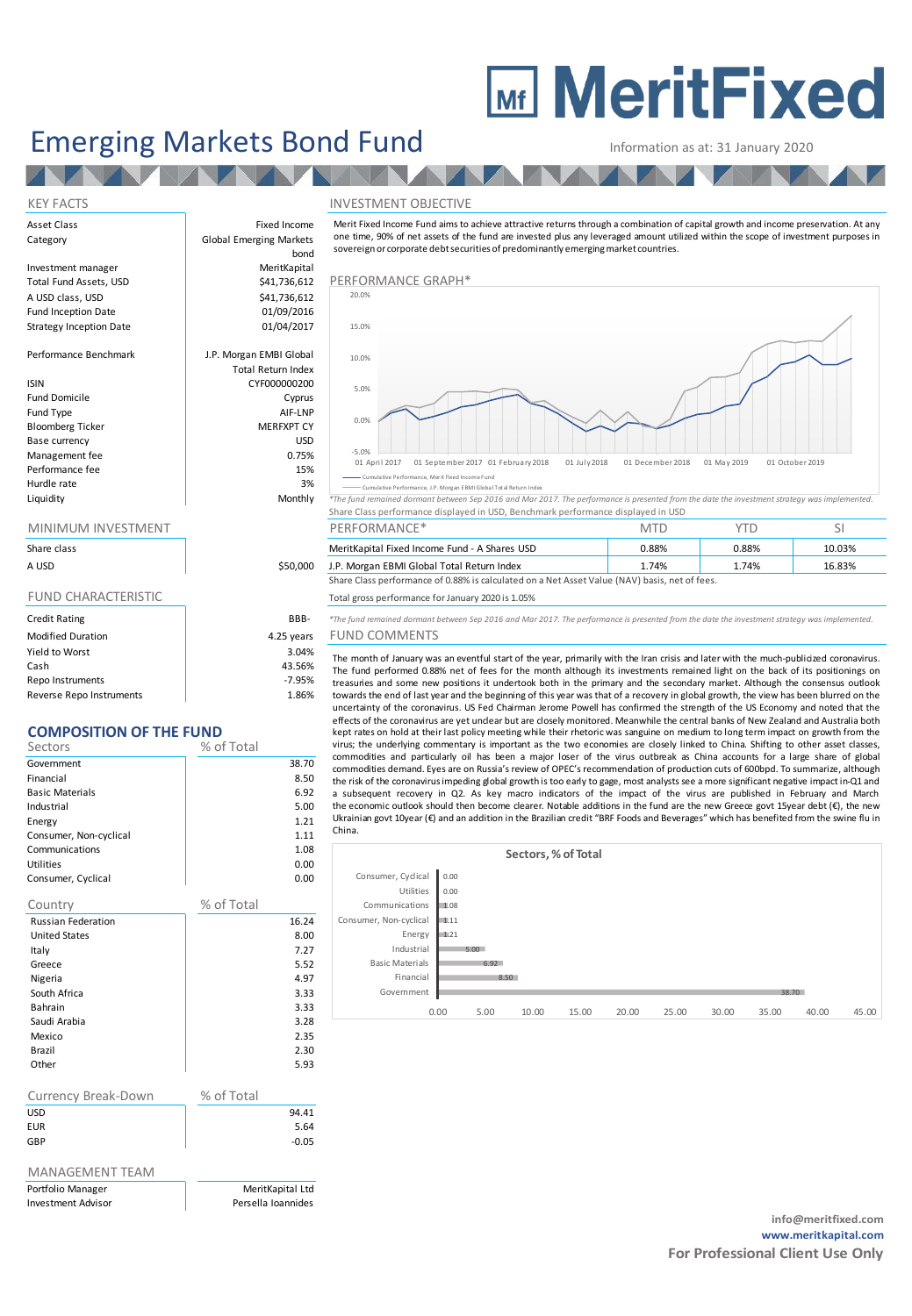# MeritFixed

## Emerging Markets Bond Fund

Information as at: 31 January 2020

## KEY FACTS

| | |
|---|---|
| Asset Class | Fixed Income |
| Category | Global Emerging Markets bond |
| Investment manager | MeritKapital |
| Total Fund Assets, USD | $41,736,612 |
| A USD class, USD | $41,736,612 |
| Fund Inception Date | 01/09/2016 |
| Strategy Inception Date | 01/04/2017 |
| Performance Benchmark | J.P. Morgan EMBI Global Total Return Index |
| ISIN | CYF000000200 |
| Fund Domicile | Cyprus |
| Fund Type | AIF-LNP |
| Bloomberg Ticker | MERFXPT CY |
| Base currency | USD |
| Management fee | 0.75% |
| Performance fee | 15% |
| Hurdle rate | 3% |
| Liquidity | Monthly |

## MINIMUM INVESTMENT

| Share class | |
|---|---|
| A USD | $50,000 |

## FUND CHARACTERISTIC

| | |
|---|---|
| Credit Rating | BBB- |
| Modified Duration | 4.25 years |
| Yield to Worst | 3.04% |
| Cash | 43.56% |
| Repo Instruments | -7.95% |
| Reverse Repo Instruments | 1.86% |

## COMPOSITION OF THE FUND

| Sectors | % of Total |
|---|---|
| Government | 38.70 |
| Financial | 8.50 |
| Basic Materials | 6.92 |
| Industrial | 5.00 |
| Energy | 1.21 |
| Consumer, Non-cyclical | 1.11 |
| Communications | 1.08 |
| Utilities | 0.00 |
| Consumer, Cyclical | 0.00 |

| Country | % of Total |
|---|---|
| Russian Federation | 16.24 |
| United States | 8.00 |
| Italy | 7.27 |
| Greece | 5.52 |
| Nigeria | 4.97 |
| South Africa | 3.33 |
| Bahrain | 3.33 |
| Saudi Arabia | 3.28 |
| Mexico | 2.35 |
| Brazil | 2.30 |
| Other | 5.93 |

| Currency Break-Down | % of Total |
|---|---|
| USD | 94.41 |
| EUR | 5.64 |
| GBP | -0.05 |

## MANAGEMENT TEAM

| | |
|---|---|
| Portfolio Manager | MeritKapital Ltd |
| Investment Advisor | Persella Ioannides |

## INVESTMENT OBJECTIVE

Merit Fixed Income Fund aims to achieve attractive returns through a combination of capital growth and income preservation. At any one time, 90% of net assets of the fund are invested plus any leveraged amount utilized within the scope of investment purposes in sovereign or corporate debt securities of predominantly emerging market countries.

## PERFORMANCE GRAPH*

Legend: Cumulative Performance, Merit Fixed Income Fund; Cumulative Performance, J.P. Morgan EMBI Global Total Return Index

*The fund remained dormant between Sep 2016 and Mar 2017. The performance is presented from the date the investment strategy was implemented.

Share Class performance displayed in USD, Benchmark performance displayed in USD

## PERFORMANCE*

| PERFORMANCE* | MTD | YTD | SI |
|---|---|---|---|
| MeritKapital Fixed Income Fund - A Shares USD | 0.88% | 0.88% | 10.03% |
| J.P. Morgan EMBI Global Total Return Index | 1.74% | 1.74% | 16.83% |

Share Class performance of 0.88% is calculated on a Net Asset Value (NAV) basis, net of fees.

Total gross performance for January 2020 is 1.05%

*The fund remained dormant between Sep 2016 and Mar 2017. The performance is presented from the date the investment strategy was implemented.

## FUND COMMENTS

The month of January was an eventful start of the year, primarily with the Iran crisis and later with the much-publicized coronavirus. The fund performed 0.88% net of fees for the month although its investments remained light on the back of its positionings on treasuries and some new positions it undertook both in the primary and the secondary market. Although the consensus outlook towards the end of last year and the beginning of this year was that of a recovery in global growth, the view has been blurred on the uncertainty of the coronavirus. US Fed Chairman Jerome Powell has confirmed the strength of the US Economy and noted that the effects of the coronavirus are yet unclear but are closely monitored. Meanwhile the central banks of New Zealand and Australia both kept rates on hold at their last policy meeting while their rhetoric was sanguine on medium to long term impact on growth from the virus; the underlying commentary is important as the two economies are closely linked to China. Shifting to other asset classes, commodities and particularly oil has been a major loser of the virus outbreak as China accounts for a large share of global commodities demand. Eyes are on Russia's review of OPEC's recommendation of production cuts of 600bpd. To summarize, although the risk of the coronavirus impeding global growth is too early to gage, most analysts see a more significant negative impact in-Q1 and a subsequent recovery in Q2. As key macro indicators of the impact of the virus are published in February and March the economic outlook should then become clearer. Notable additions in the fund are the new Greece govt 15year debt (€), the new Ukrainian govt 10year (€) and an addition in the Brazilian credit "BRF Foods and Beverages" which has benefited from the swine flu in China.

**Sectors, % of Total**

| Sector | % of Total |
|---|---|
| Consumer, Cyclical | 0.00 |
| Utilities | 0.00 |
| Communications | 1.08 |
| Consumer, Non-cyclical | 1.11 |
| Energy | 1.21 |
| Industrial | 5.00 |
| Basic Materials | 6.92 |
| Financial | 8.50 |
| Government | 38.70 |

info@meritfixed.com
www.meritkapital.com
**For Professional Client Use Only**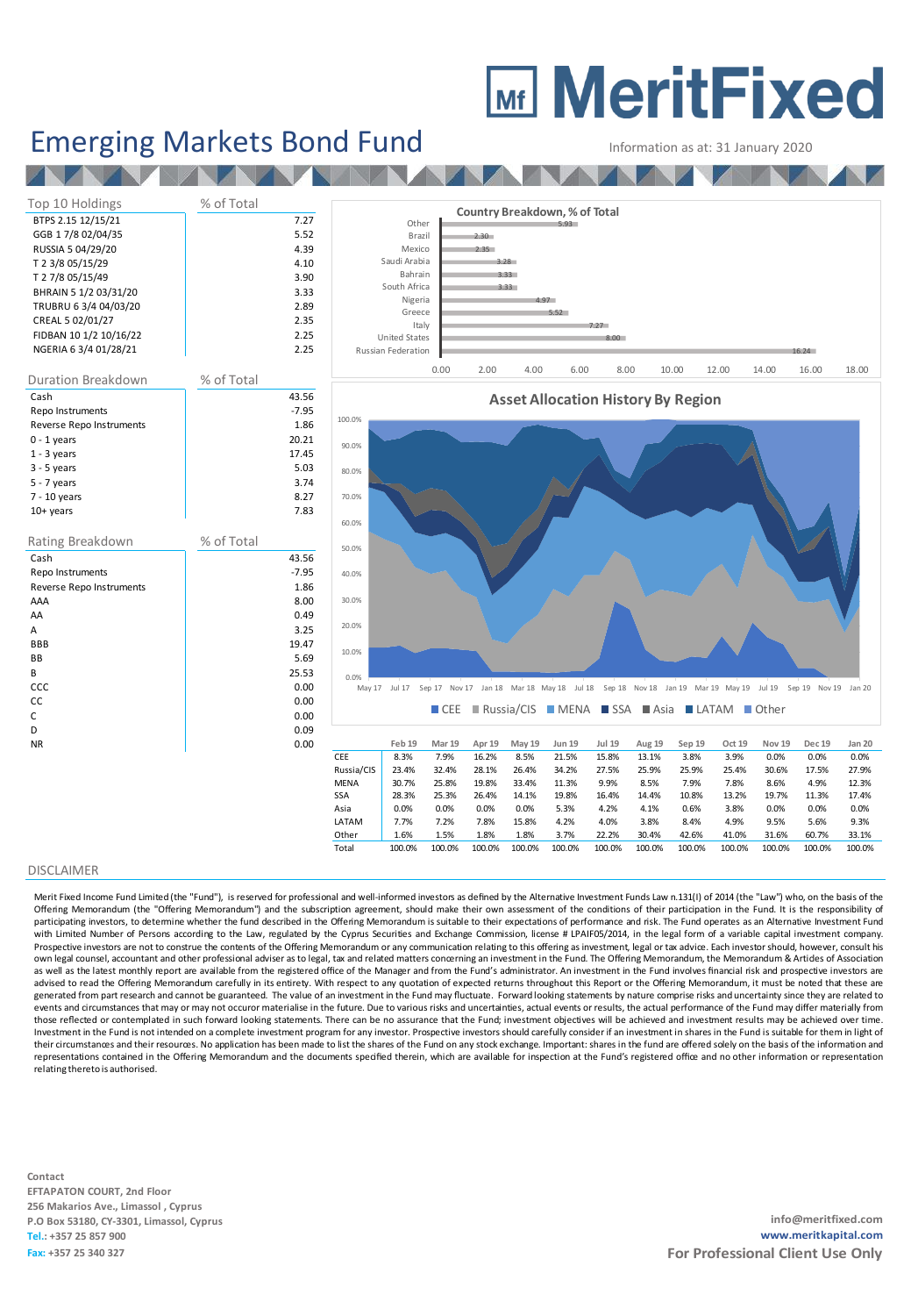# MeritFixed

# Emerging Markets Bond Fund

Information as at: 31 January 2020

| Top 10 Holdings | % of Total |
|---|---|
| BTPS 2.15 12/15/21 | 7.27 |
| GGB 1 7/8 02/04/35 | 5.52 |
| RUSSIA 5 04/29/20 | 4.39 |
| T 2 3/8 05/15/29 | 4.10 |
| T 2 7/8 05/15/49 | 3.90 |
| BHRAIN 5 1/2 03/31/20 | 3.33 |
| TRUBRU 6 3/4 04/03/20 | 2.89 |
| CREAL 5 02/01/27 | 2.35 |
| FIDBAN 10 1/2 10/16/22 | 2.25 |
| NGERIA 6 3/4 01/28/21 | 2.25 |

| Duration Breakdown | % of Total |
|---|---|
| Cash | 43.56 |
| Repo Instruments | -7.95 |
| Reverse Repo Instruments | 1.86 |
| 0 - 1 years | 20.21 |
| 1 - 3 years | 17.45 |
| 3 - 5 years | 5.03 |
| 5 - 7 years | 3.74 |
| 7 - 10 years | 8.27 |
| 10+ years | 7.83 |

| Rating Breakdown | % of Total |
|---|---|
| Cash | 43.56 |
| Repo Instruments | -7.95 |
| Reverse Repo Instruments | 1.86 |
| AAA | 8.00 |
| AA | 0.49 |
| A | 3.25 |
| BBB | 19.47 |
| BB | 5.69 |
| B | 25.53 |
| CCC | 0.00 |
| CC | 0.00 |
| C | 0.00 |
| D | 0.09 |
| NR | 0.00 |

Country Breakdown, % of Total

Other 5.93
Brazil 2.30
Mexico 2.35
Saudi Arabia 3.28
Bahrain 3.33
South Africa 3.33
Nigeria 4.97
Greece 5.52
Italy 7.27
United States 8.00
Russian Federation 16.24

0.00 2.00 4.00 6.00 8.00 10.00 12.00 14.00 16.00 18.00

Asset Allocation History By Region

100.0% 90.0% 80.0% 70.0% 60.0% 50.0% 40.0% 30.0% 20.0% 10.0% 0.0%

May 17 Jul 17 Sep 17 Nov 17 Jan 18 Mar 18 May 18 Jul 18 Sep 18 Nov 18 Jan 19 Mar 19 May 19 Jul 19 Sep 19 Nov 19 Jan 20

CEE Russia/CIS MENA SSA Asia LATAM Other

| | Feb 19 | Mar 19 | Apr 19 | May 19 | Jun 19 | Jul 19 | Aug 19 | Sep 19 | Oct 19 | Nov 19 | Dec 19 | Jan 20 |
|---|---|---|---|---|---|---|---|---|---|---|---|---|
| CEE | 8.3% | 7.9% | 16.2% | 8.5% | 21.5% | 15.8% | 13.1% | 3.8% | 3.9% | 0.0% | 0.0% | 0.0% |
| Russia/CIS | 23.4% | 32.4% | 28.1% | 26.4% | 34.2% | 27.5% | 25.9% | 25.9% | 25.4% | 30.6% | 17.5% | 27.9% |
| MENA | 30.7% | 25.8% | 19.8% | 33.4% | 11.3% | 9.9% | 8.5% | 7.9% | 7.8% | 8.6% | 4.9% | 12.3% |
| SSA | 28.3% | 25.3% | 26.4% | 14.1% | 19.8% | 16.4% | 14.4% | 10.8% | 13.2% | 19.7% | 11.3% | 17.4% |
| Asia | 0.0% | 0.0% | 0.0% | 0.0% | 5.3% | 4.2% | 4.1% | 0.6% | 3.8% | 0.0% | 0.0% | 0.0% |
| LATAM | 7.7% | 7.2% | 7.8% | 15.8% | 4.2% | 4.0% | 3.8% | 8.4% | 4.9% | 9.5% | 5.6% | 9.3% |
| Other | 1.6% | 1.5% | 1.8% | 1.8% | 3.7% | 22.2% | 30.4% | 42.6% | 41.0% | 31.6% | 60.7% | 33.1% |
| Total | 100.0% | 100.0% | 100.0% | 100.0% | 100.0% | 100.0% | 100.0% | 100.0% | 100.0% | 100.0% | 100.0% | 100.0% |

## DISCLAIMER

Merit Fixed Income Fund Limited (the "Fund"), is reserved for professional and well-informed investors as defined by the Alternative Investment Funds Law n.131(I) of 2014 (the "Law") who, on the basis of the Offering Memorandum (the "Offering Memorandum") and the subscription agreement, should make their own assessment of the conditions of their participation in the Fund. It is the responsibility of participating investors, to determine whether the fund described in the Offering Memorandum is suitable to their expectations of performance and risk. The Fund operates as an Alternative Investment Fund with Limited Number of Persons according to the Law, regulated by the Cyprus Securities and Exchange Commission, license # LPAIF05/2014, in the legal form of a variable capital investment company. Prospective investors are not to construe the contents of the Offering Memorandum or any communication relating to this offering as investment, legal or tax advice. Each investor should, however, consult his own legal counsel, accountant and other professional adviser as to legal, tax and related matters concerning an investment in the Fund. The Offering Memorandum, the Memorandum & Artides of Association as well as the latest monthly report are available from the registered office of the Manager and from the Fund's administrator. An investment in the Fund involves financial risk and prospective investors are advised to read the Offering Memorandum carefully in its entirety. With respect to any quotation of expected returns throughout this Report or the Offering Memorandum, it must be noted that these are generated from part research and cannot be guaranteed. The value of an investment in the Fund may fluctuate. Forward looking statements by nature comprise risks and uncertainty since they are related to events and circumstances that may or may not occur materialise in the future. Due to various risks and uncertainties, actual events or results, the actual performance of the Fund may differ materially from those reflected or contemplated in such forward looking statements. There can be no assurance that the Fund; investment objectives will be achieved and investment results may be achieved over time. Investment in the Fund is not intended on a complete investment program for any investor. Prospective investors should carefully consider if an investment in shares in the Fund is suitable for them in light of their circumstances and their resources. No application has been made to list the shares of the Fund on any stock exchange. Important: shares in the fund are offered solely on the basis of the information and representations contained in the Offering Memorandum and the documents specified therein, which are available for inspection at the Fund's registered office and no other information or representation relating thereto is authorised.

**Contact**
**EFTAPATON COURT, 2nd Floor**
**256 Makarios Ave., Limassol , Cyprus**
**P.O Box 53180, CY-3301, Limassol, Cyprus**
**Tel.: +357 25 857 900**
**Fax: +357 25 340 327**

**info@meritfixed.com**
**www.meritkapital.com**
**For Professional Client Use Only**